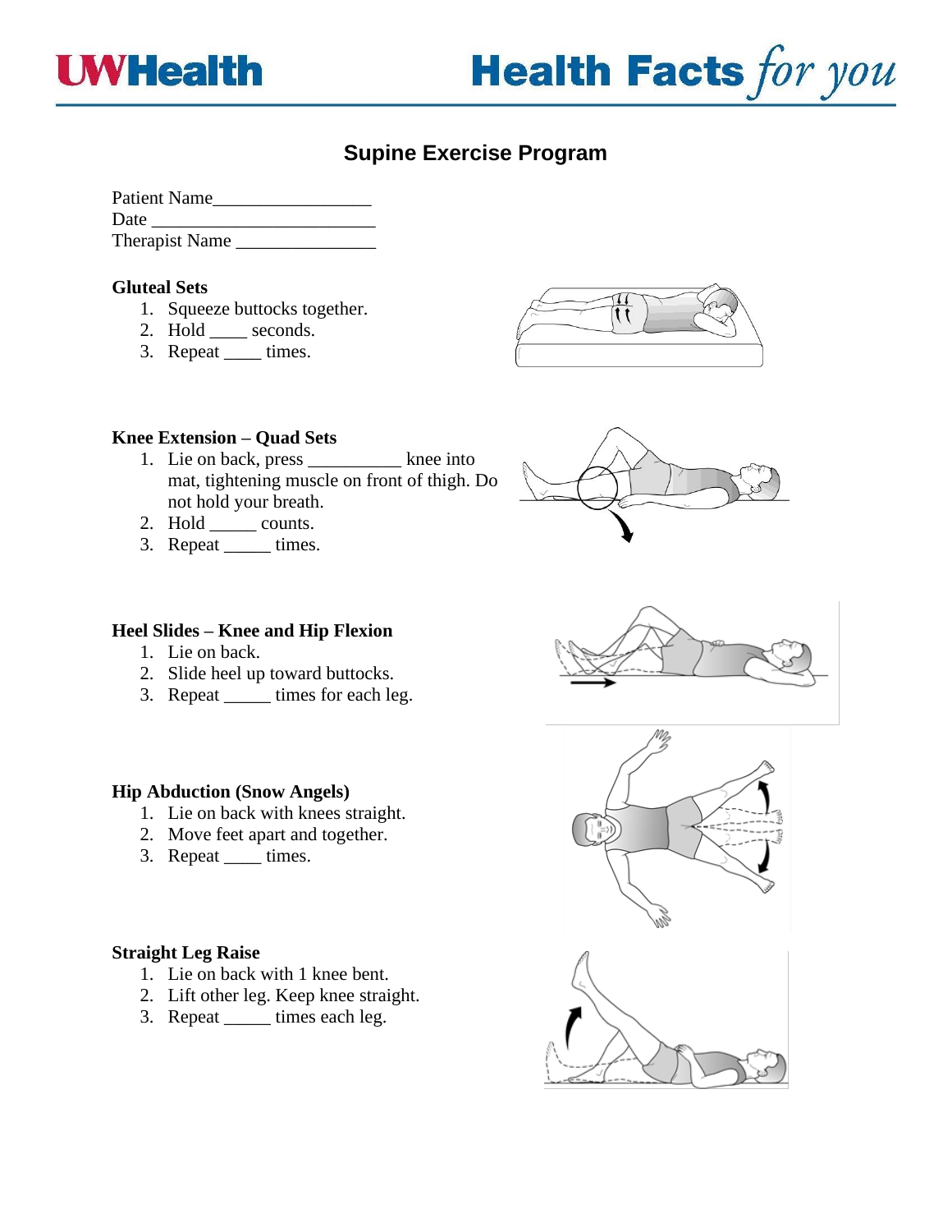UWHealth

Health Facts *for you*

# Supine Exercise Program

Patient Name_________________
Date ________________________
Therapist Name _______________

### Gluteal Sets

1. Squeeze buttocks together.
2. Hold ____ seconds.
3. Repeat ____ times.

### Knee Extension – Quad Sets

1. Lie on back, press __________ knee into mat, tightening muscle on front of thigh. Do not hold your breath.
2. Hold _____ counts.
3. Repeat _____ times.

### Heel Slides – Knee and Hip Flexion

1. Lie on back.
2. Slide heel up toward buttocks.
3. Repeat _____ times for each leg.

### Hip Abduction (Snow Angels)

1. Lie on back with knees straight.
2. Move feet apart and together.
3. Repeat ____ times.

### Straight Leg Raise

1. Lie on back with 1 knee bent.
2. Lift other leg. Keep knee straight.
3. Repeat _____ times each leg.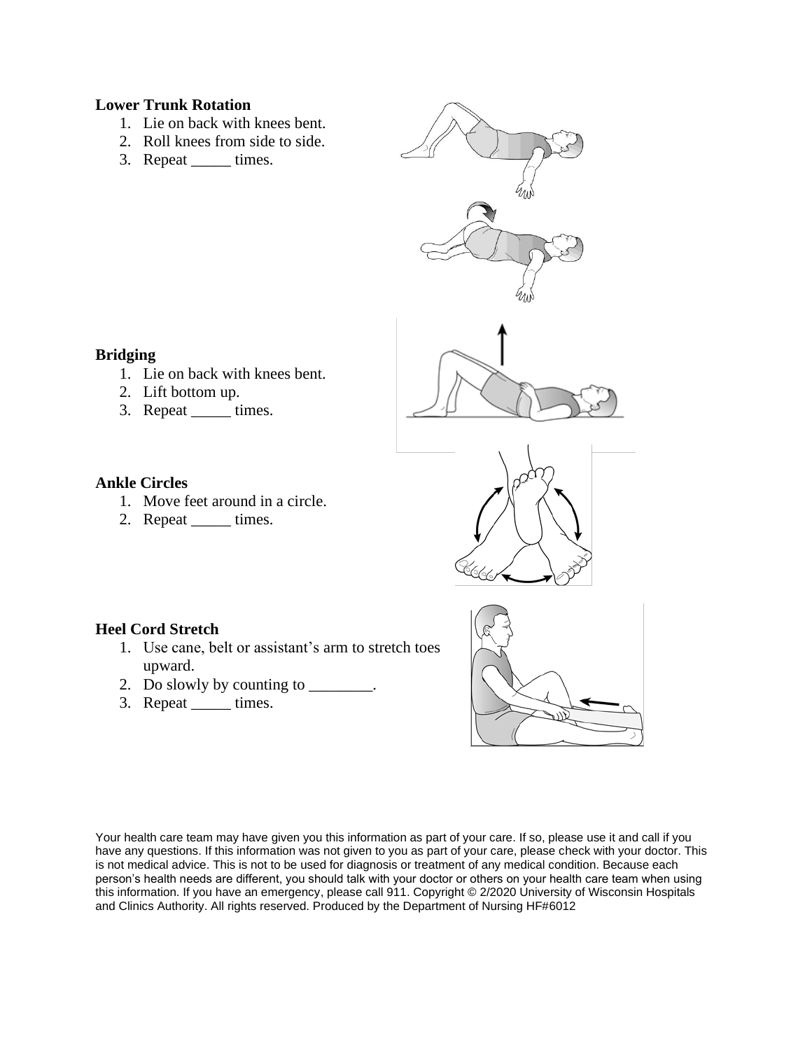**Lower Trunk Rotation**

1. Lie on back with knees bent.
2. Roll knees from side to side.
3. Repeat _____ times.

**Bridging**

1. Lie on back with knees bent.
2. Lift bottom up.
3. Repeat _____ times.

**Ankle Circles**

1. Move feet around in a circle.
2. Repeat _____ times.

**Heel Cord Stretch**

1. Use cane, belt or assistant's arm to stretch toes upward.
2. Do slowly by counting to ________.
3. Repeat _____ times.

Your health care team may have given you this information as part of your care. If so, please use it and call if you have any questions. If this information was not given to you as part of your care, please check with your doctor. This is not medical advice. This is not to be used for diagnosis or treatment of any medical condition. Because each person's health needs are different, you should talk with your doctor or others on your health care team when using this information. If you have an emergency, please call 911. Copyright © 2/2020 University of Wisconsin Hospitals and Clinics Authority. All rights reserved. Produced by the Department of Nursing HF#6012